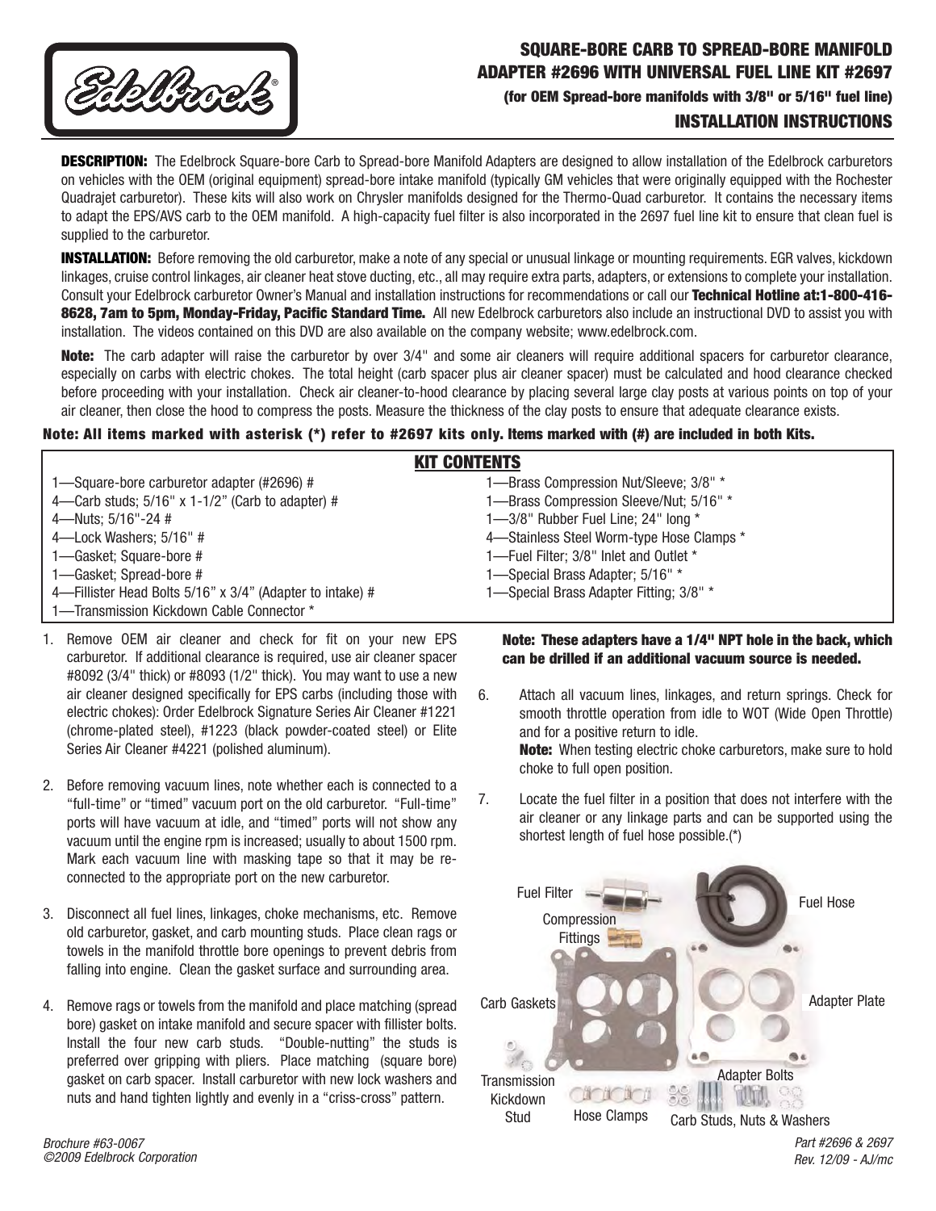Edelbrock®

# SQUARE-BORE CARB TO SPREAD-BORE MANIFOLD ADAPTER #2696 WITH UNIVERSAL FUEL LINE KIT #2697

**(for OEM Spread-bore manifolds with 3/8" or 5/16" fuel line)**

## INSTALLATION INSTRUCTIONS

**DESCRIPTION:** The Edelbrock Square-bore Carb to Spread-bore Manifold Adapters are designed to allow installation of the Edelbrock carburetors on vehicles with the OEM (original equipment) spread-bore intake manifold (typically GM vehicles that were originally equipped with the Rochester Quadrajet carburetor). These kits will also work on Chrysler manifolds designed for the Thermo-Quad carburetor. It contains the necessary items to adapt the EPS/AVS carb to the OEM manifold. A high-capacity fuel filter is also incorporated in the 2697 fuel line kit to ensure that clean fuel is supplied to the carburetor.

**INSTALLATION:** Before removing the old carburetor, make a note of any special or unusual linkage or mounting requirements. EGR valves, kickdown linkages, cruise control linkages, air cleaner heat stove ducting, etc., all may require extra parts, adapters, or extensions to complete your installation. Consult your Edelbrock carburetor Owner's Manual and installation instructions for recommendations or call our **Technical Hotline at:1-800-416-8628, 7am to 5pm, Monday-Friday, Pacific Standard Time.** All new Edelbrock carburetors also include an instructional DVD to assist you with installation. The videos contained on this DVD are also available on the company website; www.edelbrock.com.

**Note:** The carb adapter will raise the carburetor by over 3/4" and some air cleaners will require additional spacers for carburetor clearance, especially on carbs with electric chokes. The total height (carb spacer plus air cleaner spacer) must be calculated and hood clearance checked before proceeding with your installation. Check air cleaner-to-hood clearance by placing several large clay posts at various points on top of your air cleaner, then close the hood to compress the posts. Measure the thickness of the clay posts to ensure that adequate clearance exists.

**Note: All items marked with asterisk (*) refer to #2697 kits only. Items marked with (#) are included in both Kits.**

### KIT CONTENTS

| | |
|---|---|
| 1—Square-bore carburetor adapter (#2696) # | 1—Brass Compression Nut/Sleeve; 3/8" * |
| 4—Carb studs; 5/16" x 1-1/2" (Carb to adapter) # | 1—Brass Compression Sleeve/Nut; 5/16" * |
| 4—Nuts; 5/16"-24 # | 1—3/8" Rubber Fuel Line; 24" long * |
| 4—Lock Washers; 5/16" # | 4—Stainless Steel Worm-type Hose Clamps * |
| 1—Gasket; Square-bore # | 1—Fuel Filter; 3/8" Inlet and Outlet * |
| 1—Gasket; Spread-bore # | 1—Special Brass Adapter; 5/16" * |
| 4—Fillister Head Bolts 5/16" x 3/4" (Adapter to intake) # | 1—Special Brass Adapter Fitting; 3/8" * |
| 1—Transmission Kickdown Cable Connector * | |

1. Remove OEM air cleaner and check for fit on your new EPS carburetor. If additional clearance is required, use air cleaner spacer #8092 (3/4" thick) or #8093 (1/2" thick). You may want to use a new air cleaner designed specifically for EPS carbs (including those with electric chokes): Order Edelbrock Signature Series Air Cleaner #1221 (chrome-plated steel), #1223 (black powder-coated steel) or Elite Series Air Cleaner #4221 (polished aluminum).

2. Before removing vacuum lines, note whether each is connected to a "full-time" or "timed" vacuum port on the old carburetor. "Full-time" ports will have vacuum at idle, and "timed" ports will not show any vacuum until the engine rpm is increased; usually to about 1500 rpm. Mark each vacuum line with masking tape so that it may be re-connected to the appropriate port on the new carburetor.

3. Disconnect all fuel lines, linkages, choke mechanisms, etc. Remove old carburetor, gasket, and carb mounting studs. Place clean rags or towels in the manifold throttle bore openings to prevent debris from falling into engine. Clean the gasket surface and surrounding area.

4. Remove rags or towels from the manifold and place matching (spread bore) gasket on intake manifold and secure spacer with fillister bolts. Install the four new carb studs. "Double-nutting" the studs is preferred over gripping with pliers. Place matching (square bore) gasket on carb spacer. Install carburetor with new lock washers and nuts and hand tighten lightly and evenly in a "criss-cross" pattern.

**Note: These adapters have a 1/4" NPT hole in the back, which can be drilled if an additional vacuum source is needed.**

6. Attach all vacuum lines, linkages, and return springs. Check for smooth throttle operation from idle to WOT (Wide Open Throttle) and for a positive return to idle.
   **Note:** When testing electric choke carburetors, make sure to hold choke to full open position.

7. Locate the fuel filter in a position that does not interfere with the air cleaner or any linkage parts and can be supported using the shortest length of fuel hose possible.(*)

Fuel Filter, Fuel Hose, Compression Fittings, Carb Gaskets, Adapter Plate, Transmission Kickdown Stud, Hose Clamps, Adapter Bolts, Carb Studs, Nuts & Washers

*Brochure #63-0067*
*©2009 Edelbrock Corporation*

*Part #2696 & 2697*
*Rev. 12/09 - AJ/mc*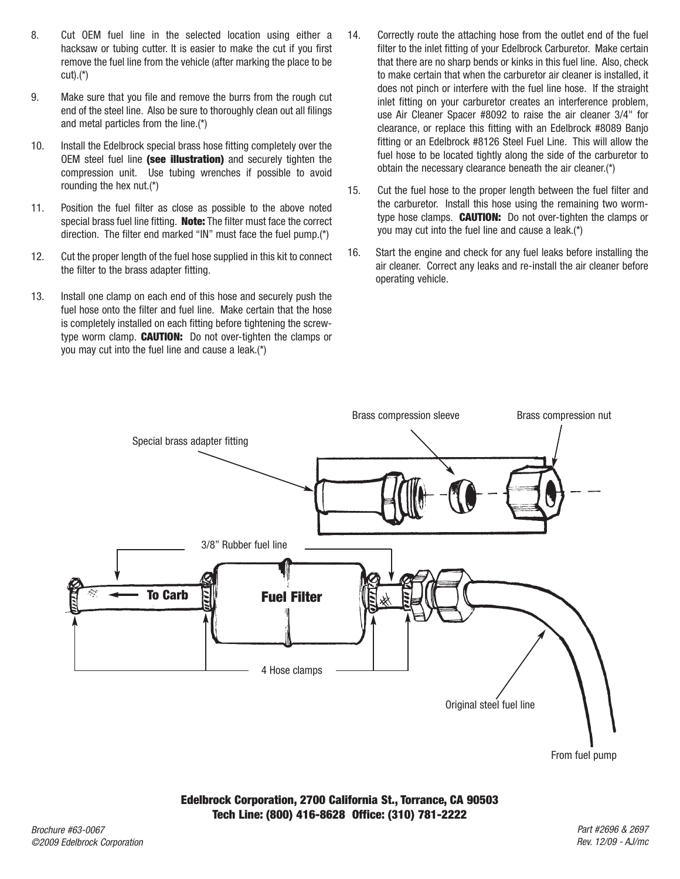8. Cut OEM fuel line in the selected location using either a hacksaw or tubing cutter. It is easier to make the cut if you first remove the fuel line from the vehicle (after marking the place to be cut).(*)

9. Make sure that you file and remove the burrs from the rough cut end of the steel line. Also be sure to thoroughly clean out all filings and metal particles from the line.(*)

10. Install the Edelbrock special brass hose fitting completely over the OEM steel fuel line **(see illustration)** and securely tighten the compression unit. Use tubing wrenches if possible to avoid rounding the hex nut.(*)

11. Position the fuel filter as close as possible to the above noted special brass fuel line fitting. **Note:** The filter must face the correct direction. The filter end marked "IN" must face the fuel pump.(*)

12. Cut the proper length of the fuel hose supplied in this kit to connect the filter to the brass adapter fitting.

13. Install one clamp on each end of this hose and securely push the fuel hose onto the filter and fuel line. Make certain that the hose is completely installed on each fitting before tightening the screw-type worm clamp. **CAUTION:** Do not over-tighten the clamps or you may cut into the fuel line and cause a leak.(*)

14. Correctly route the attaching hose from the outlet end of the fuel filter to the inlet fitting of your Edelbrock Carburetor. Make certain that there are no sharp bends or kinks in this fuel line. Also, check to make certain that when the carburetor air cleaner is installed, it does not pinch or interfere with the fuel line hose. If the straight inlet fitting on your carburetor creates an interference problem, use Air Cleaner Spacer #8092 to raise the air cleaner 3/4" for clearance, or replace this fitting with an Edelbrock #8089 Banjo fitting or an Edelbrock #8126 Steel Fuel Line. This will allow the fuel hose to be located tightly along the side of the carburetor to obtain the necessary clearance beneath the air cleaner.(*)

15. Cut the fuel hose to the proper length between the fuel filter and the carburetor. Install this hose using the remaining two worm-type hose clamps. **CAUTION:** Do not over-tighten the clamps or you may cut into the fuel line and cause a leak.(*)

16. Start the engine and check for any fuel leaks before installing the air cleaner. Correct any leaks and re-install the air cleaner before operating vehicle.

Brass compression sleeve

Brass compression nut

Special brass adapter fitting

3/8" Rubber fuel line

To Carb

Fuel Filter

4 Hose clamps

Original steel fuel line

From fuel pump

**Edelbrock Corporation, 2700 California St., Torrance, CA 90503**
**Tech Line: (800) 416-8628 Office: (310) 781-2222**

*Brochure #63-0067*
*©2009 Edelbrock Corporation*

*Part #2696 & 2697*
*Rev. 12/09 - AJ/mc*